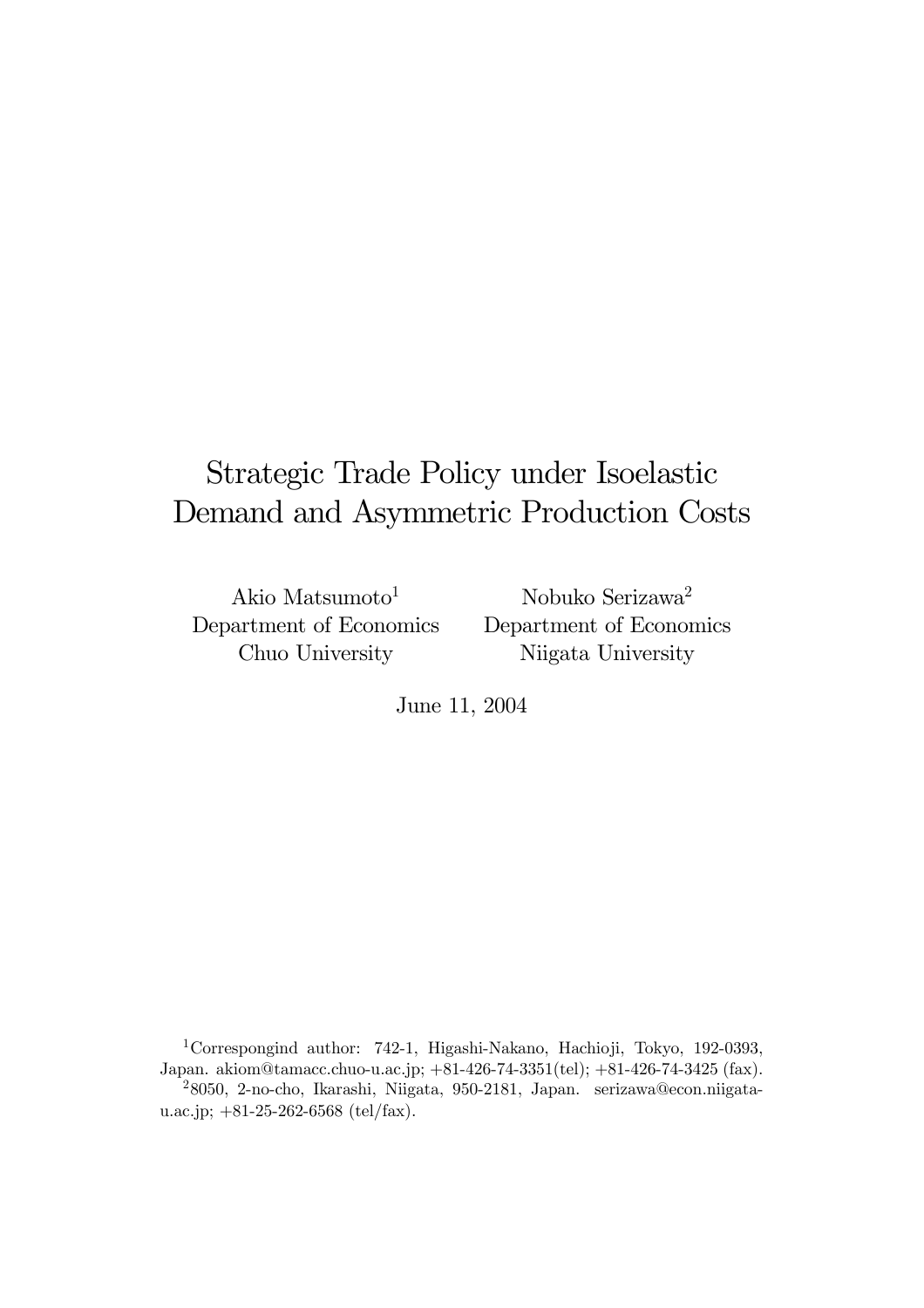# Strategic Trade Policy under Isoelastic Demand and Asymmetric Production Costs

Akio Matsumoto[1]
Department of Economics
Chuo University

Nobuko Serizawa[2]
Department of Economics
Niigata University

June 11, 2004

---

[1] Correspongind author: 742-1, Higashi-Nakano, Hachioji, Tokyo, 192-0393, Japan. akiom@tamacc.chuo-u.ac.jp; +81-426-74-3351(tel); +81-426-74-3425 (fax).

[2] 8050, 2-no-cho, Ikarashi, Niigata, 950-2181, Japan. serizawa@econ.niigata-u.ac.jp; +81-25-262-6568 (tel/fax).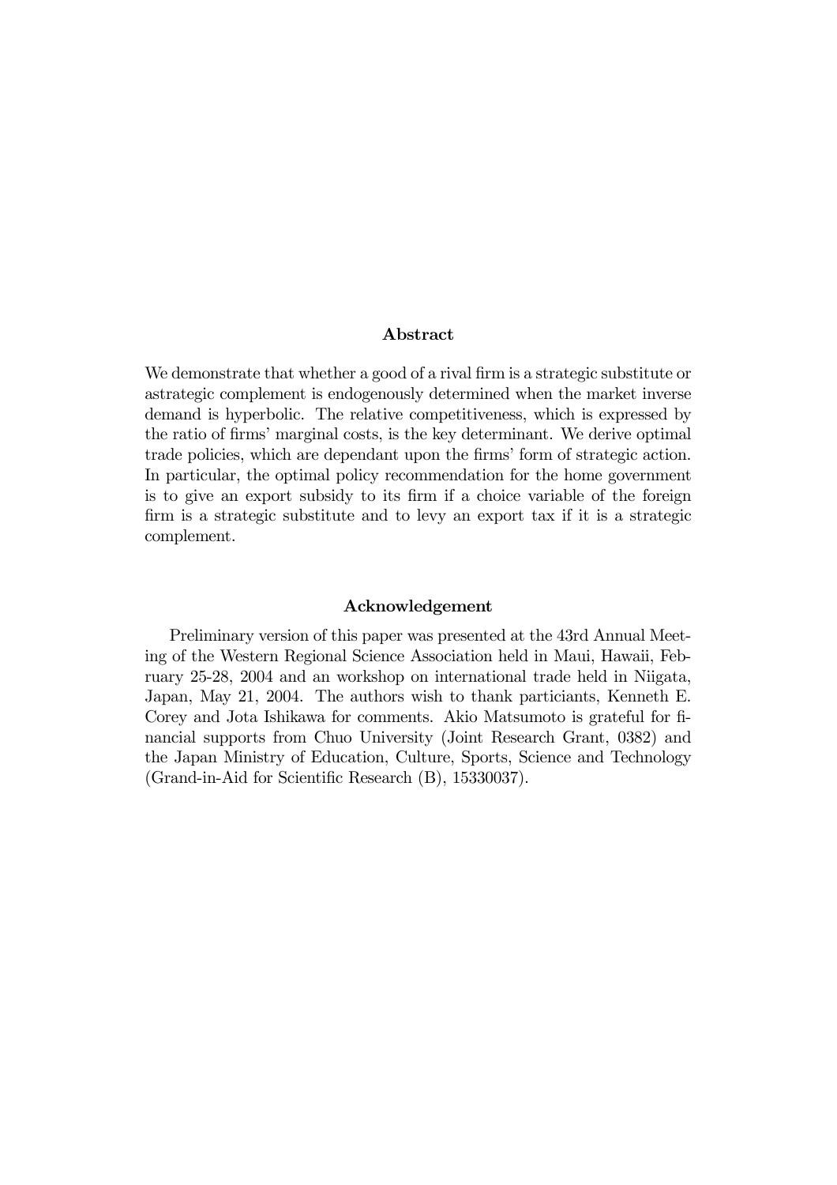### Abstract

We demonstrate that whether a good of a rival firm is a strategic substitute or astrategic complement is endogenously determined when the market inverse demand is hyperbolic. The relative competitiveness, which is expressed by the ratio of firms' marginal costs, is the key determinant. We derive optimal trade policies, which are dependant upon the firms' form of strategic action. In particular, the optimal policy recommendation for the home government is to give an export subsidy to its firm if a choice variable of the foreign firm is a strategic substitute and to levy an export tax if it is a strategic complement.

### Acknowledgement

Preliminary version of this paper was presented at the 43rd Annual Meeting of the Western Regional Science Association held in Maui, Hawaii, February 25-28, 2004 and an workshop on international trade held in Niigata, Japan, May 21, 2004. The authors wish to thank particiants, Kenneth E. Corey and Jota Ishikawa for comments. Akio Matsumoto is grateful for financial supports from Chuo University (Joint Research Grant, 0382) and the Japan Ministry of Education, Culture, Sports, Science and Technology (Grand-in-Aid for Scientific Research (B), 15330037).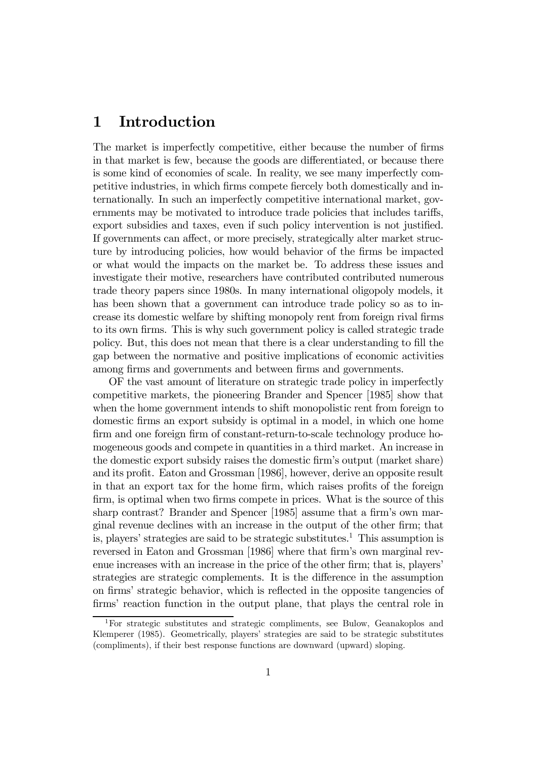# 1 Introduction

The market is imperfectly competitive, either because the number of firms in that market is few, because the goods are differentiated, or because there is some kind of economies of scale. In reality, we see many imperfectly competitive industries, in which firms compete fiercely both domestically and internationally. In such an imperfectly competitive international market, governments may be motivated to introduce trade policies that includes tariffs, export subsidies and taxes, even if such policy intervention is not justified. If governments can affect, or more precisely, strategically alter market structure by introducing policies, how would behavior of the firms be impacted or what would the impacts on the market be. To address these issues and investigate their motive, researchers have contributed contributed numerous trade theory papers since 1980s. In many international oligopoly models, it has been shown that a government can introduce trade policy so as to increase its domestic welfare by shifting monopoly rent from foreign rival firms to its own firms. This is why such government policy is called strategic trade policy. But, this does not mean that there is a clear understanding to fill the gap between the normative and positive implications of economic activities among firms and governments and between firms and governments.

OF the vast amount of literature on strategic trade policy in imperfectly competitive markets, the pioneering Brander and Spencer [1985] show that when the home government intends to shift monopolistic rent from foreign to domestic firms an export subsidy is optimal in a model, in which one home firm and one foreign firm of constant-return-to-scale technology produce homogeneous goods and compete in quantities in a third market. An increase in the domestic export subsidy raises the domestic firm's output (market share) and its profit. Eaton and Grossman [1986], however, derive an opposite result in that an export tax for the home firm, which raises profits of the foreign firm, is optimal when two firms compete in prices. What is the source of this sharp contrast? Brander and Spencer [1985] assume that a firm's own marginal revenue declines with an increase in the output of the other firm; that is, players' strategies are said to be strategic substitutes.[1] This assumption is reversed in Eaton and Grossman [1986] where that firm's own marginal revenue increases with an increase in the price of the other firm; that is, players' strategies are strategic complements. It is the difference in the assumption on firms' strategic behavior, which is reflected in the opposite tangencies of firms' reaction function in the output plane, that plays the central role in

[1] For strategic substitutes and strategic compliments, see Bulow, Geanakoplos and Klemperer (1985). Geometrically, players' strategies are said to be strategic substitutes (compliments), if their best response functions are downward (upward) sloping.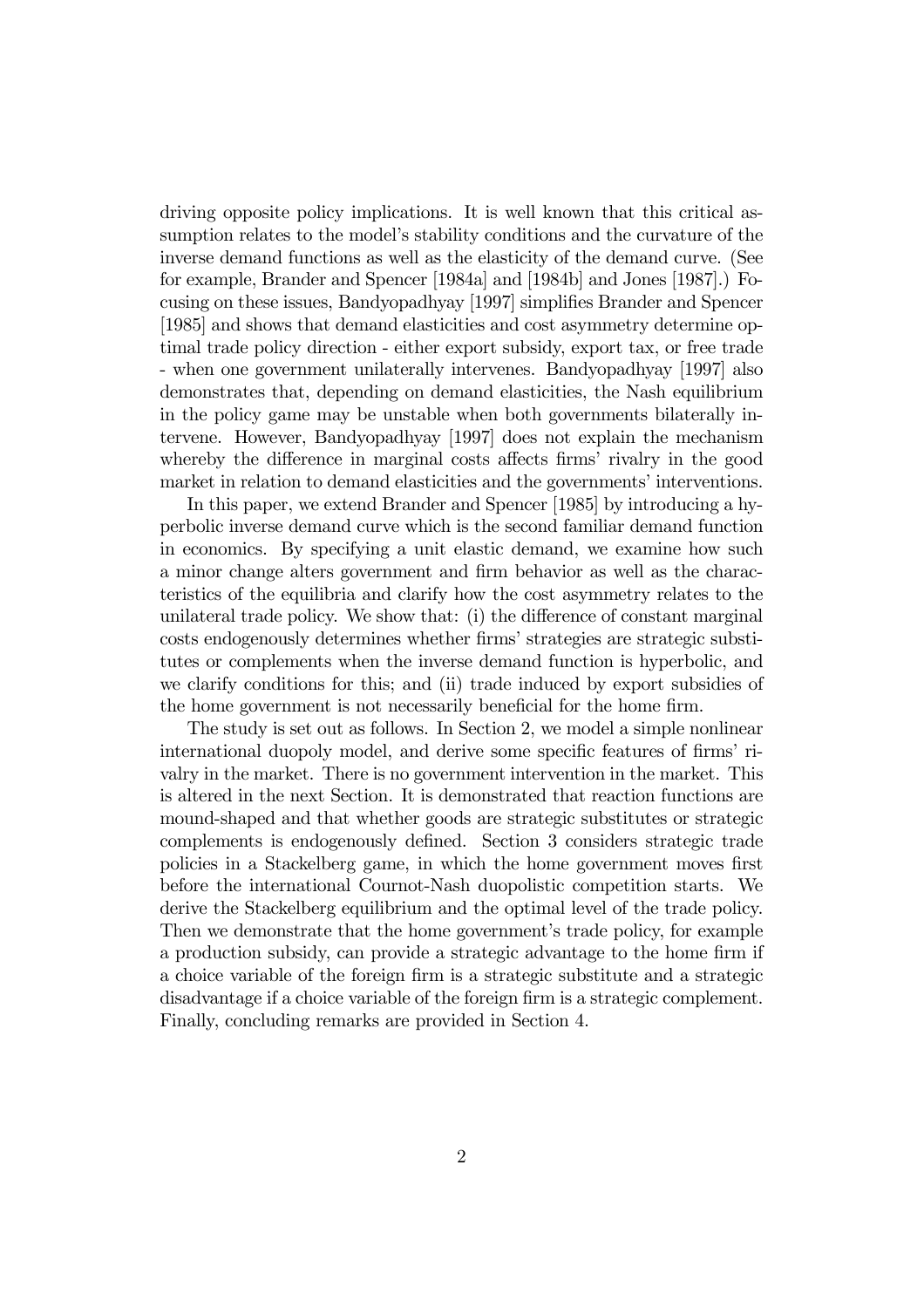driving opposite policy implications. It is well known that this critical assumption relates to the model's stability conditions and the curvature of the inverse demand functions as well as the elasticity of the demand curve. (See for example, Brander and Spencer [1984a] and [1984b] and Jones [1987].) Focusing on these issues, Bandyopadhyay [1997] simplifies Brander and Spencer [1985] and shows that demand elasticities and cost asymmetry determine optimal trade policy direction - either export subsidy, export tax, or free trade - when one government unilaterally intervenes. Bandyopadhyay [1997] also demonstrates that, depending on demand elasticities, the Nash equilibrium in the policy game may be unstable when both governments bilaterally intervene. However, Bandyopadhyay [1997] does not explain the mechanism whereby the difference in marginal costs affects firms' rivalry in the good market in relation to demand elasticities and the governments' interventions.

In this paper, we extend Brander and Spencer [1985] by introducing a hyperbolic inverse demand curve which is the second familiar demand function in economics. By specifying a unit elastic demand, we examine how such a minor change alters government and firm behavior as well as the characteristics of the equilibria and clarify how the cost asymmetry relates to the unilateral trade policy. We show that: (i) the difference of constant marginal costs endogenously determines whether firms' strategies are strategic substitutes or complements when the inverse demand function is hyperbolic, and we clarify conditions for this; and (ii) trade induced by export subsidies of the home government is not necessarily beneficial for the home firm.

The study is set out as follows. In Section 2, we model a simple nonlinear international duopoly model, and derive some specific features of firms' rivalry in the market. There is no government intervention in the market. This is altered in the next Section. It is demonstrated that reaction functions are mound-shaped and that whether goods are strategic substitutes or strategic complements is endogenously defined. Section 3 considers strategic trade policies in a Stackelberg game, in which the home government moves first before the international Cournot-Nash duopolistic competition starts. We derive the Stackelberg equilibrium and the optimal level of the trade policy. Then we demonstrate that the home government's trade policy, for example a production subsidy, can provide a strategic advantage to the home firm if a choice variable of the foreign firm is a strategic substitute and a strategic disadvantage if a choice variable of the foreign firm is a strategic complement. Finally, concluding remarks are provided in Section 4.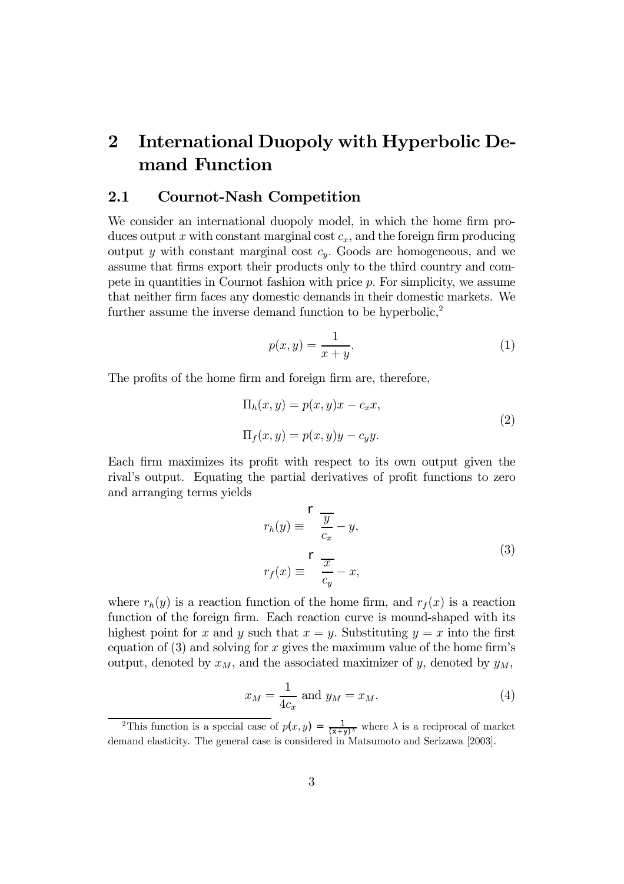# 2 International Duopoly with Hyperbolic Demand Function

## 2.1 Cournot-Nash Competition

We consider an international duopoly model, in which the home firm produces output $x$ with constant marginal cost $c_x$, and the foreign firm producing output $y$ with constant marginal cost $c_y$. Goods are homogeneous, and we assume that firms export their products only to the third country and compete in quantities in Cournot fashion with price $p$. For simplicity, we assume that neither firm faces any domestic demands in their domestic markets. We further assume the inverse demand function to be hyperbolic,[2]

$$p(x,y) = \frac{1}{x+y}. \tag{1}$$

The profits of the home firm and foreign firm are, therefore,

$$\begin{aligned} \Pi_h(x,y) &= p(x,y)x - c_x x, \\ \Pi_f(x,y) &= p(x,y)y - c_y y. \end{aligned} \tag{2}$$

Each firm maximizes its profit with respect to its own output given the rival's output. Equating the partial derivatives of profit functions to zero and arranging terms yields

$$\begin{aligned} r_h(y) &\equiv \sqrt{\frac{y}{c_x}} - y, \\ r_f(x) &\equiv \sqrt{\frac{x}{c_y}} - x, \end{aligned} \tag{3}$$

where $r_h(y)$ is a reaction function of the home firm, and $r_f(x)$ is a reaction function of the foreign firm. Each reaction curve is mound-shaped with its highest point for $x$ and $y$ such that $x = y$. Substituting $y = x$ into the first equation of (3) and solving for $x$ gives the maximum value of the home firm's output, denoted by $x_M$, and the associated maximizer of $y$, denoted by $y_M$,

$$x_M = \frac{1}{4c_x} \text{ and } y_M = x_M. \tag{4}$$

[2] This function is a special case of $p(x,y) = \frac{1}{(x+y)^{\lambda}}$ where $\lambda$ is a reciprocal of market demand elasticity. The general case is considered in Matsumoto and Serizawa [2003].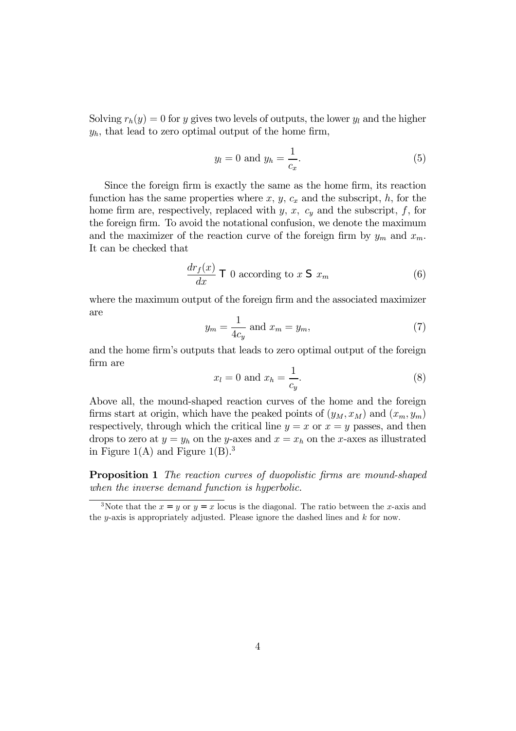Solving $r_h(y) = 0$ for $y$ gives two levels of outputs, the lower $y_l$ and the higher $y_h$, that lead to zero optimal output of the home firm,

$$y_l = 0 \text{ and } y_h = \frac{1}{c_x}. \tag{5}$$

Since the foreign firm is exactly the same as the home firm, its reaction function has the same properties where $x$, $y$, $c_x$ and the subscript, $h$, for the home firm are, respectively, replaced with $y$, $x$, $c_y$ and the subscript, $f$, for the foreign firm. To avoid the notational confusion, we denote the maximum and the maximizer of the reaction curve of the foreign firm by $y_m$ and $x_m$. It can be checked that

$$\frac{dr_f(x)}{dx} \gtreqless 0 \text{ according to } x \lesseqgtr x_m \tag{6}$$

where the maximum output of the foreign firm and the associated maximizer are

$$y_m = \frac{1}{4c_y} \text{ and } x_m = y_m, \tag{7}$$

and the home firm's outputs that leads to zero optimal output of the foreign firm are

$$x_l = 0 \text{ and } x_h = \frac{1}{c_y}. \tag{8}$$

Above all, the mound-shaped reaction curves of the home and the foreign firms start at origin, which have the peaked points of $(y_M, x_M)$ and $(x_m, y_m)$ respectively, through which the critical line $y = x$ or $x = y$ passes, and then drops to zero at $y = y_h$ on the $y$-axes and $x = x_h$ on the $x$-axes as illustrated in Figure 1(A) and Figure 1(B).[3]

**Proposition 1** *The reaction curves of duopolistic firms are mound-shaped when the inverse demand function is hyperbolic.*

[3] Note that the $x = y$ or $y = x$ locus is the diagonal. The ratio between the $x$-axis and the $y$-axis is appropriately adjusted. Please ignore the dashed lines and $k$ for now.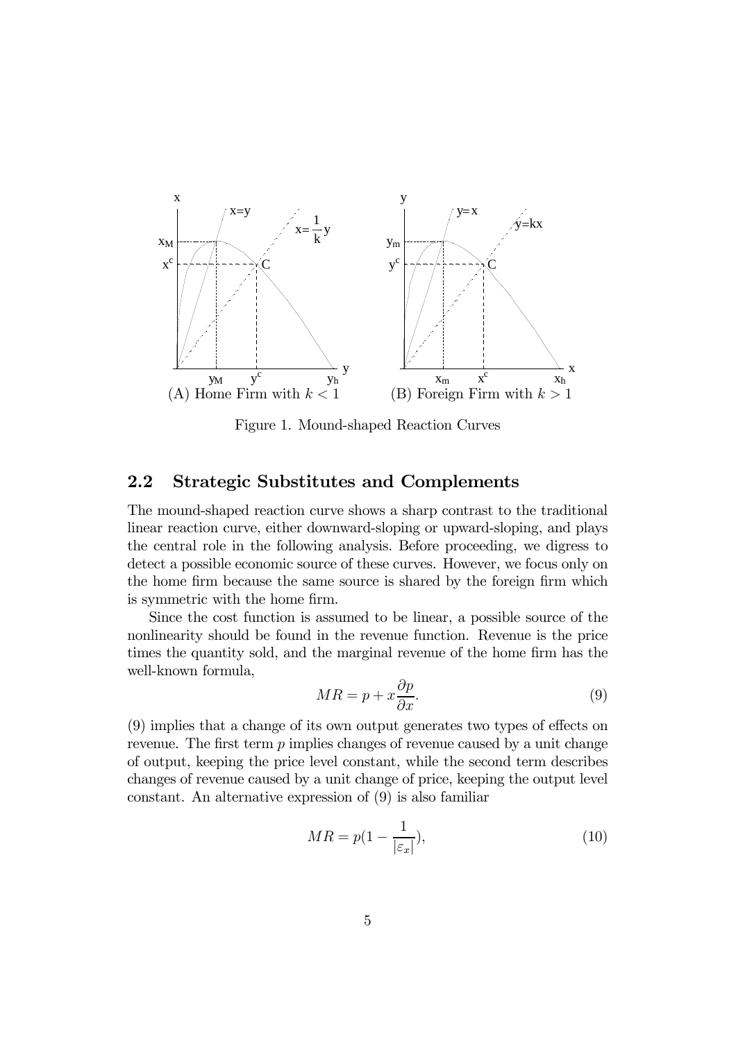(A) Home Firm with $k < 1$ (B) Foreign Firm with $k > 1$

Figure 1. Mound-shaped Reaction Curves

## 2.2 Strategic Substitutes and Complements

The mound-shaped reaction curve shows a sharp contrast to the traditional linear reaction curve, either downward-sloping or upward-sloping, and plays the central role in the following analysis. Before proceeding, we digress to detect a possible economic source of these curves. However, we focus only on the home firm because the same source is shared by the foreign firm which is symmetric with the home firm.

Since the cost function is assumed to be linear, a possible source of the nonlinearity should be found in the revenue function. Revenue is the price times the quantity sold, and the marginal revenue of the home firm has the well-known formula,

$$MR = p + x\frac{\partial p}{\partial x}. \tag{9}$$

(9) implies that a change of its own output generates two types of effects on revenue. The first term $p$ implies changes of revenue caused by a unit change of output, keeping the price level constant, while the second term describes changes of revenue caused by a unit change of price, keeping the output level constant. An alternative expression of (9) is also familiar

$$MR = p(1 - \frac{1}{|\varepsilon_x|}), \tag{10}$$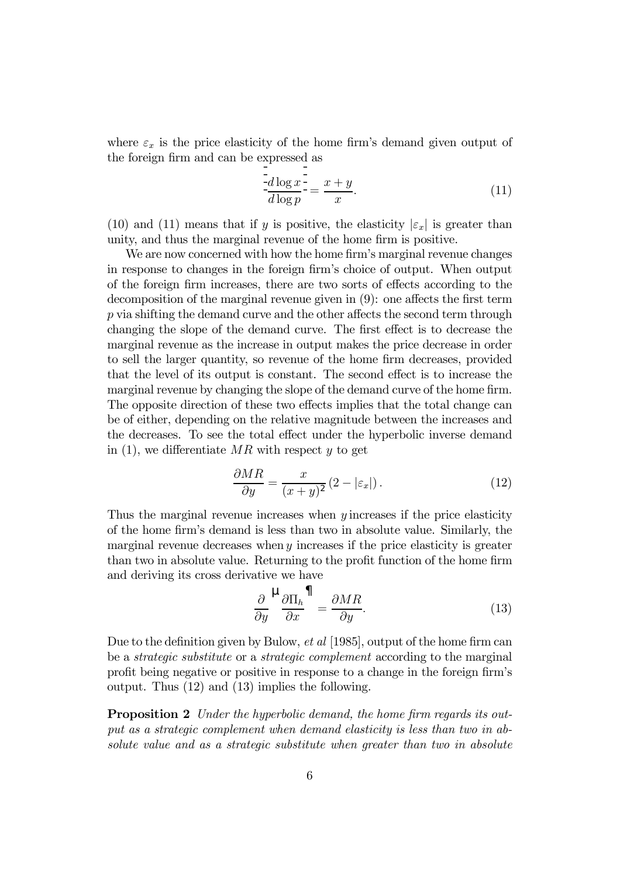where $\varepsilon_x$ is the price elasticity of the home firm's demand given output of the foreign firm and can be expressed as

$$\left|\frac{d \log x}{d \log p}\right| = \frac{x+y}{x}. \tag{11}$$

(10) and (11) means that if $y$ is positive, the elasticity $|\varepsilon_x|$ is greater than unity, and thus the marginal revenue of the home firm is positive.

We are now concerned with how the home firm's marginal revenue changes in response to changes in the foreign firm's choice of output. When output of the foreign firm increases, there are two sorts of effects according to the decomposition of the marginal revenue given in (9): one affects the first term $p$ via shifting the demand curve and the other affects the second term through changing the slope of the demand curve. The first effect is to decrease the marginal revenue as the increase in output makes the price decrease in order to sell the larger quantity, so revenue of the home firm decreases, provided that the level of its output is constant. The second effect is to increase the marginal revenue by changing the slope of the demand curve of the home firm. The opposite direction of these two effects implies that the total change can be of either, depending on the relative magnitude between the increases and the decreases. To see the total effect under the hyperbolic inverse demand in (1), we differentiate $MR$ with respect $y$ to get

$$\frac{\partial MR}{\partial y} = \frac{x}{(x+y)^2}\left(2 - |\varepsilon_x|\right). \tag{12}$$

Thus the marginal revenue increases when $y$ increases if the price elasticity of the home firm's demand is less than two in absolute value. Similarly, the marginal revenue decreases when $y$ increases if the price elasticity is greater than two in absolute value. Returning to the profit function of the home firm and deriving its cross derivative we have

$$\frac{\partial}{\partial y}\left(\frac{\partial \Pi_h}{\partial x}\right) = \frac{\partial MR}{\partial y}. \tag{13}$$

Due to the definition given by Bulow, *et al* [1985], output of the home firm can be a *strategic substitute* or a *strategic complement* according to the marginal profit being negative or positive in response to a change in the foreign firm's output. Thus (12) and (13) implies the following.

**Proposition 2** *Under the hyperbolic demand, the home firm regards its output as a strategic complement when demand elasticity is less than two in absolute value and as a strategic substitute when greater than two in absolute*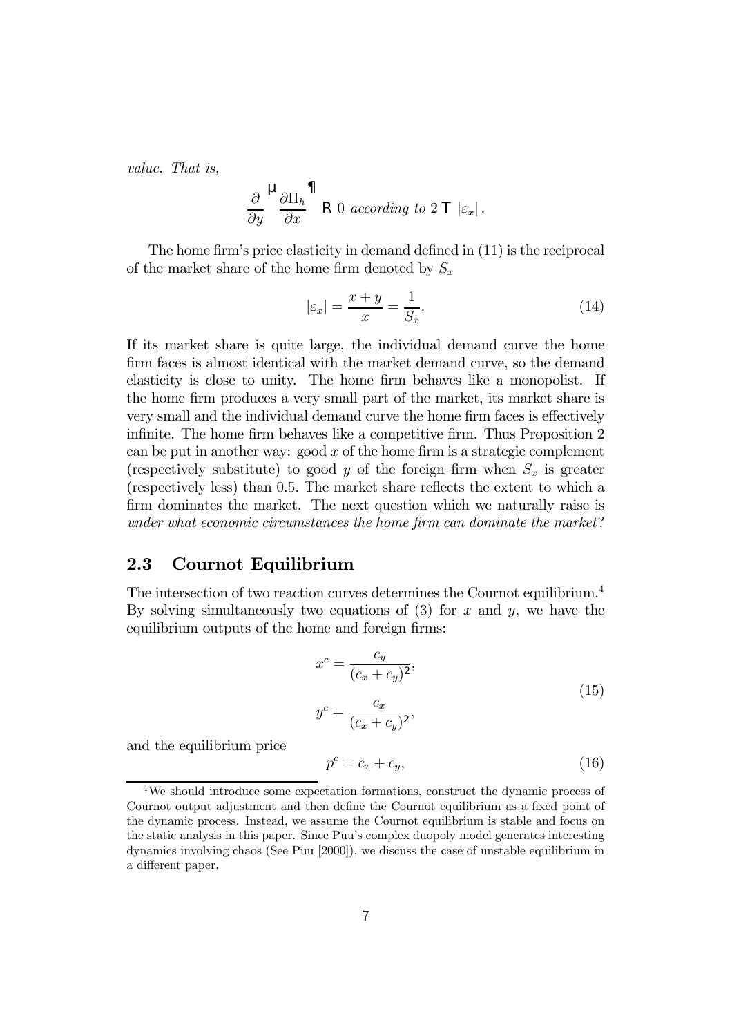*value. That is,*

$$\frac{\partial}{\partial y}\left(\frac{\partial \Pi_h}{\partial x}\right) \gtrless 0 \textit{ according to } 2 \lessgtr |\varepsilon_x|.$$

The home firm's price elasticity in demand defined in (11) is the reciprocal of the market share of the home firm denoted by $S_x$

$$|\varepsilon_x| = \frac{x+y}{x} = \frac{1}{S_x}. \tag{14}$$

If its market share is quite large, the individual demand curve the home firm faces is almost identical with the market demand curve, so the demand elasticity is close to unity. The home firm behaves like a monopolist. If the home firm produces a very small part of the market, its market share is very small and the individual demand curve the home firm faces is effectively infinite. The home firm behaves like a competitive firm. Thus Proposition 2 can be put in another way: good $x$ of the home firm is a strategic complement (respectively substitute) to good $y$ of the foreign firm when $S_x$ is greater (respectively less) than 0.5. The market share reflects the extent to which a firm dominates the market. The next question which we naturally raise is *under what economic circumstances the home firm can dominate the market*?

## 2.3 Cournot Equilibrium

The intersection of two reaction curves determines the Cournot equilibrium.[4] By solving simultaneously two equations of (3) for $x$ and $y$, we have the equilibrium outputs of the home and foreign firms:

$$x^c = \frac{c_y}{(c_x + c_y)^2}, \qquad y^c = \frac{c_x}{(c_x + c_y)^2}, \tag{15}$$

and the equilibrium price

$$p^c = c_x + c_y, \tag{16}$$

[4] We should introduce some expectation formations, construct the dynamic process of Cournot output adjustment and then define the Cournot equilibrium as a fixed point of the dynamic process. Instead, we assume the Cournot equilibrium is stable and focus on the static analysis in this paper. Since Puu's complex duopoly model generates interesting dynamics involving chaos (See Puu [2000]), we discuss the case of unstable equilibrium in a different paper.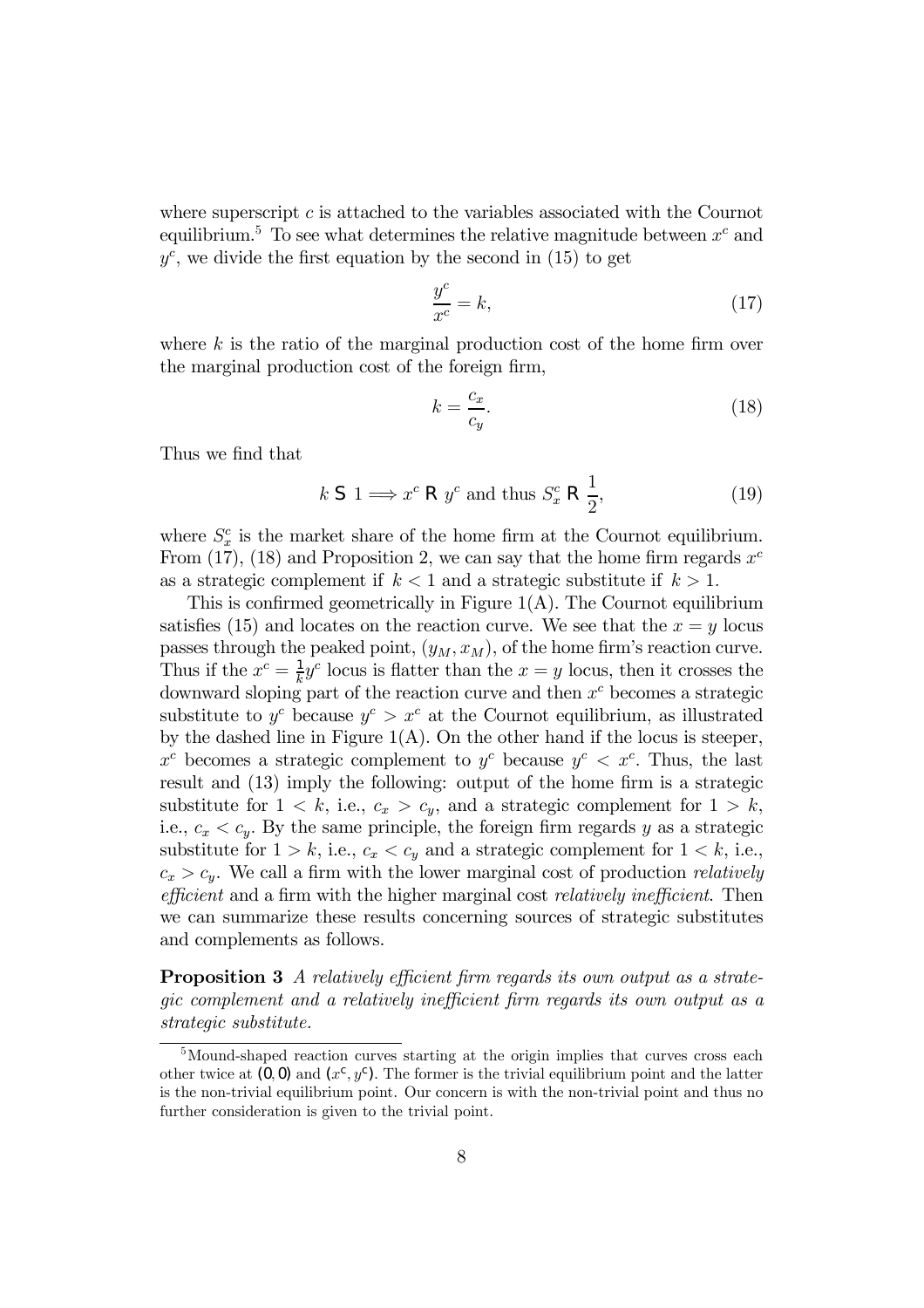where superscript $c$ is attached to the variables associated with the Cournot equilibrium.[5] To see what determines the relative magnitude between $x^c$ and $y^c$, we divide the first equation by the second in (15) to get

$$\frac{y^c}{x^c} = k, \tag{17}$$

where $k$ is the ratio of the marginal production cost of the home firm over the marginal production cost of the foreign firm,

$$k = \frac{c_x}{c_y}. \tag{18}$$

Thus we find that

$$k \lesseqgtr 1 \Longrightarrow x^c \gtreqless y^c \text{ and thus } S_x^c \gtreqless \frac{1}{2}, \tag{19}$$

where $S_x^c$ is the market share of the home firm at the Cournot equilibrium. From (17), (18) and Proposition 2, we can say that the home firm regards $x^c$ as a strategic complement if $k < 1$ and a strategic substitute if $k > 1$.

This is confirmed geometrically in Figure 1(A). The Cournot equilibrium satisfies (15) and locates on the reaction curve. We see that the $x = y$ locus passes through the peaked point, $(y_M, x_M)$, of the home firm's reaction curve. Thus if the $x^c = \frac{1}{k}y^c$ locus is flatter than the $x = y$ locus, then it crosses the downward sloping part of the reaction curve and then $x^c$ becomes a strategic substitute to $y^c$ because $y^c > x^c$ at the Cournot equilibrium, as illustrated by the dashed line in Figure 1(A). On the other hand if the locus is steeper, $x^c$ becomes a strategic complement to $y^c$ because $y^c < x^c$. Thus, the last result and (13) imply the following: output of the home firm is a strategic substitute for $1 < k$, i.e., $c_x > c_y$, and a strategic complement for $1 > k$, i.e., $c_x < c_y$. By the same principle, the foreign firm regards $y$ as a strategic substitute for $1 > k$, i.e., $c_x < c_y$ and a strategic complement for $1 < k$, i.e., $c_x > c_y$. We call a firm with the lower marginal cost of production *relatively efficient* and a firm with the higher marginal cost *relatively inefficient*. Then we can summarize these results concerning sources of strategic substitutes and complements as follows.

**Proposition 3** *A relatively efficient firm regards its own output as a strategic complement and a relatively inefficient firm regards its own output as a strategic substitute.*

[5] Mound-shaped reaction curves starting at the origin implies that curves cross each other twice at $(0, 0)$ and $(x^c, y^c)$. The former is the trivial equilibrium point and the latter is the non-trivial equilibrium point. Our concern is with the non-trivial point and thus no further consideration is given to the trivial point.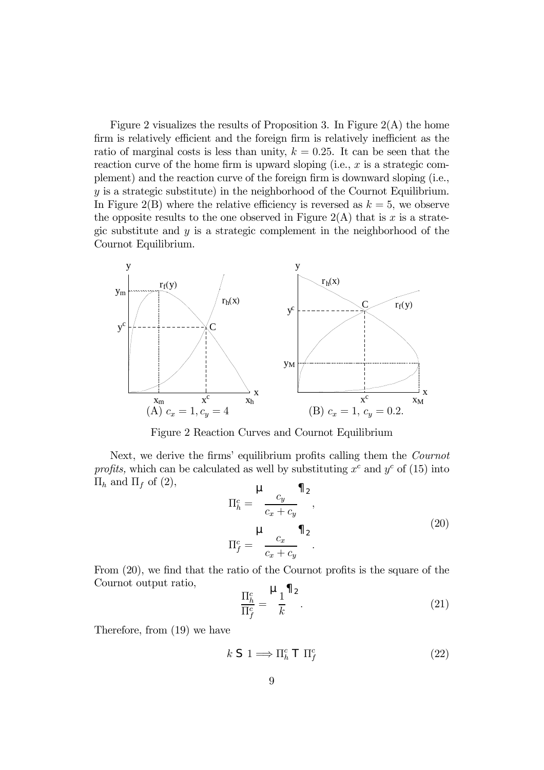Figure 2 visualizes the results of Proposition 3. In Figure 2(A) the home firm is relatively efficient and the foreign firm is relatively inefficient as the ratio of marginal costs is less than unity, $k = 0.25$. It can be seen that the reaction curve of the home firm is upward sloping (i.e., $x$ is a strategic complement) and the reaction curve of the foreign firm is downward sloping (i.e., $y$ is a strategic substitute) in the neighborhood of the Cournot Equilibrium. In Figure 2(B) where the relative efficiency is reversed as $k = 5$, we observe the opposite results to the one observed in Figure 2(A) that is $x$ is a strategic substitute and $y$ is a strategic complement in the neighborhood of the Cournot Equilibrium.

(A) $c_x = 1, c_y = 4$

(B) $c_x = 1, c_y = 0.2$.

Figure 2 Reaction Curves and Cournot Equilibrium

Next, we derive the firms' equilibrium profits calling them the *Cournot profits,* which can be calculated as well by substituting $x^c$ and $y^c$ of (15) into $\Pi_h$ and $\Pi_f$ of (2),

$$\Pi_h^c = \left(\frac{c_y}{c_x + c_y}\right)^2, \qquad \Pi_f^c = \left(\frac{c_x}{c_x + c_y}\right)^2. \tag{20}$$

From (20), we find that the ratio of the Cournot profits is the square of the Cournot output ratio,

$$\frac{\Pi_h^c}{\Pi_f^c} = \left(\frac{1}{k}\right)^2. \tag{21}$$

Therefore, from (19) we have

$$k \lesseqgtr 1 \Longrightarrow \Pi_h^c \gtreqless \Pi_f^c \tag{22}$$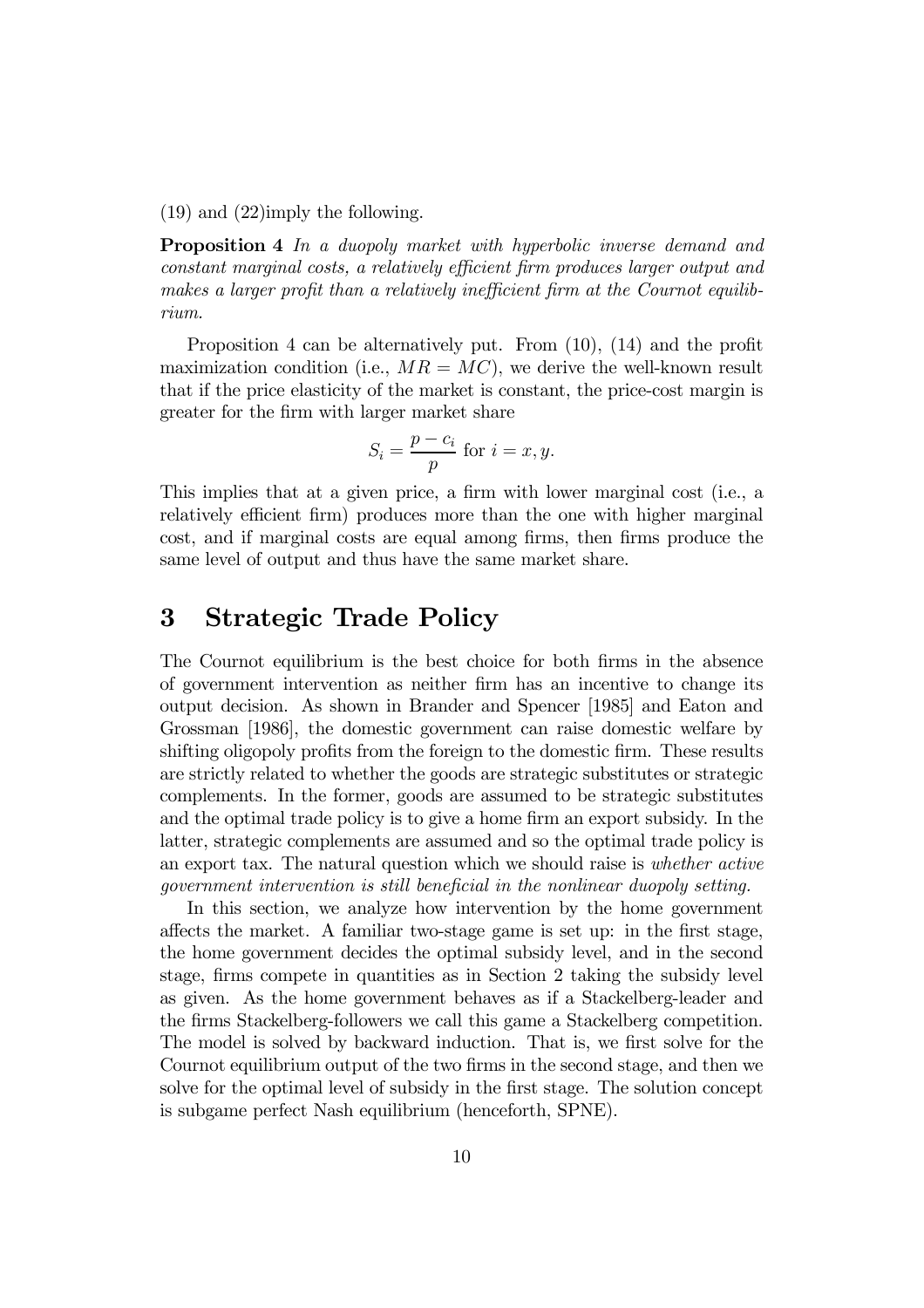(19) and (22)imply the following.

**Proposition 4** *In a duopoly market with hyperbolic inverse demand and constant marginal costs, a relatively efficient firm produces larger output and makes a larger profit than a relatively inefficient firm at the Cournot equilibrium.*

Proposition 4 can be alternatively put. From (10), (14) and the profit maximization condition (i.e., $MR = MC$), we derive the well-known result that if the price elasticity of the market is constant, the price-cost margin is greater for the firm with larger market share

$$S_i = \frac{p - c_i}{p} \text{ for } i = x, y.$$

This implies that at a given price, a firm with lower marginal cost (i.e., a relatively efficient firm) produces more than the one with higher marginal cost, and if marginal costs are equal among firms, then firms produce the same level of output and thus have the same market share.

# 3 Strategic Trade Policy

The Cournot equilibrium is the best choice for both firms in the absence of government intervention as neither firm has an incentive to change its output decision. As shown in Brander and Spencer [1985] and Eaton and Grossman [1986], the domestic government can raise domestic welfare by shifting oligopoly profits from the foreign to the domestic firm. These results are strictly related to whether the goods are strategic substitutes or strategic complements. In the former, goods are assumed to be strategic substitutes and the optimal trade policy is to give a home firm an export subsidy. In the latter, strategic complements are assumed and so the optimal trade policy is an export tax. The natural question which we should raise is *whether active government intervention is still beneficial in the nonlinear duopoly setting.*

In this section, we analyze how intervention by the home government affects the market. A familiar two-stage game is set up: in the first stage, the home government decides the optimal subsidy level, and in the second stage, firms compete in quantities as in Section 2 taking the subsidy level as given. As the home government behaves as if a Stackelberg-leader and the firms Stackelberg-followers we call this game a Stackelberg competition. The model is solved by backward induction. That is, we first solve for the Cournot equilibrium output of the two firms in the second stage, and then we solve for the optimal level of subsidy in the first stage. The solution concept is subgame perfect Nash equilibrium (henceforth, SPNE).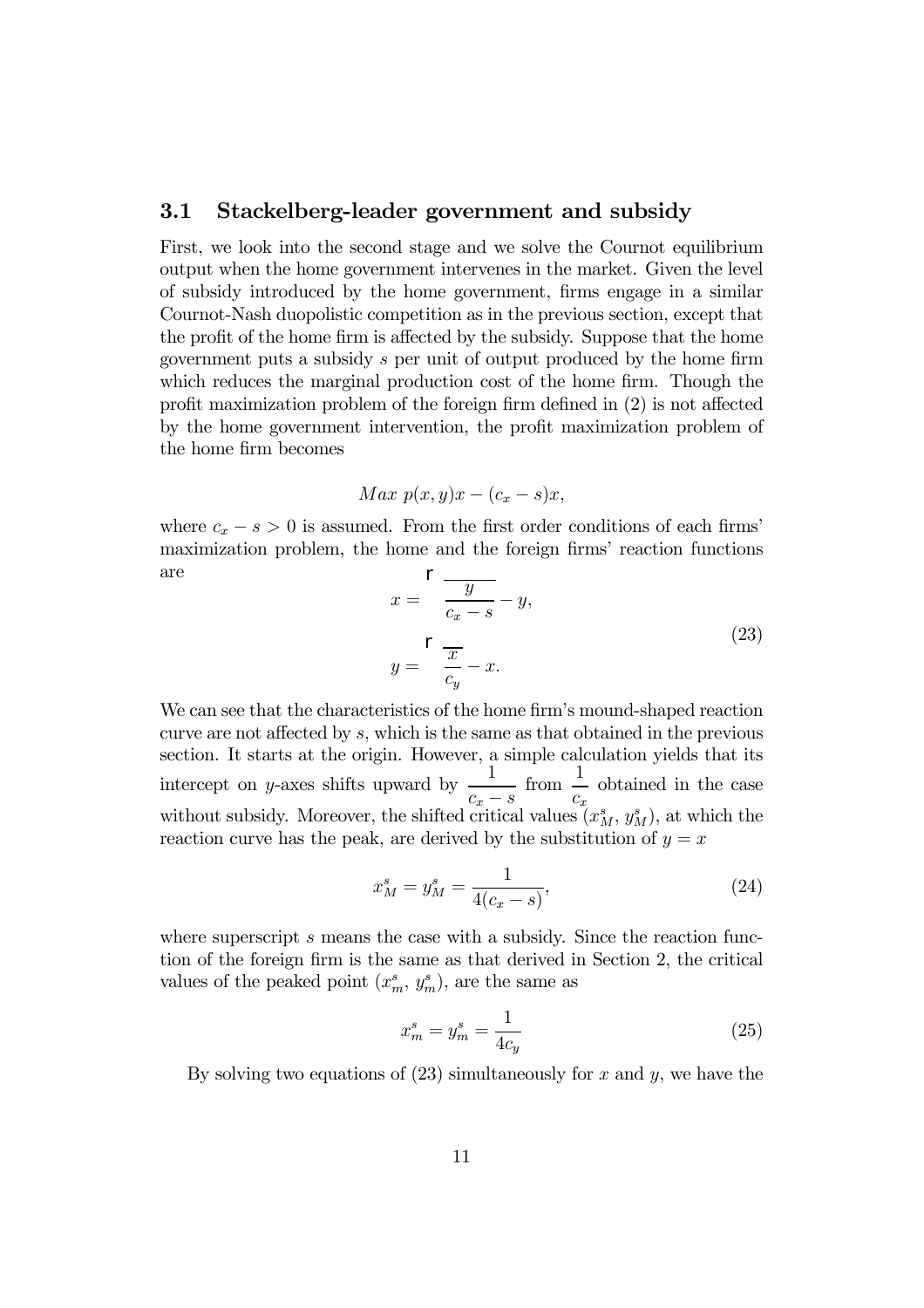### 3.1 Stackelberg-leader government and subsidy

First, we look into the second stage and we solve the Cournot equilibrium output when the home government intervenes in the market. Given the level of subsidy introduced by the home government, firms engage in a similar Cournot-Nash duopolistic competition as in the previous section, except that the profit of the home firm is affected by the subsidy. Suppose that the home government puts a subsidy $s$ per unit of output produced by the home firm which reduces the marginal production cost of the home firm. Though the profit maximization problem of the foreign firm defined in (2) is not affected by the home government intervention, the profit maximization problem of the home firm becomes

$$Max\ p(x,y)x - (c_x - s)x,$$

where $c_x - s > 0$ is assumed. From the first order conditions of each firms' maximization problem, the home and the foreign firms' reaction functions are

$$\begin{aligned} x &= \sqrt{\frac{y}{c_x - s}} - y, \\ y &= \sqrt{\frac{x}{c_y}} - x. \end{aligned} \tag{23}$$

We can see that the characteristics of the home firm's mound-shaped reaction curve are not affected by $s$, which is the same as that obtained in the previous section. It starts at the origin. However, a simple calculation yields that its intercept on $y$-axes shifts upward by $\dfrac{1}{c_x - s}$ from $\dfrac{1}{c_x}$ obtained in the case without subsidy. Moreover, the shifted critical values $(x_M^s, y_M^s)$, at which the reaction curve has the peak, are derived by the substitution of $y = x$

$$x_M^s = y_M^s = \frac{1}{4(c_x - s)}, \tag{24}$$

where superscript $s$ means the case with a subsidy. Since the reaction function of the foreign firm is the same as that derived in Section 2, the critical values of the peaked point $(x_m^s, y_m^s)$, are the same as

$$x_m^s = y_m^s = \frac{1}{4c_y} \tag{25}$$

By solving two equations of (23) simultaneously for $x$ and $y$, we have the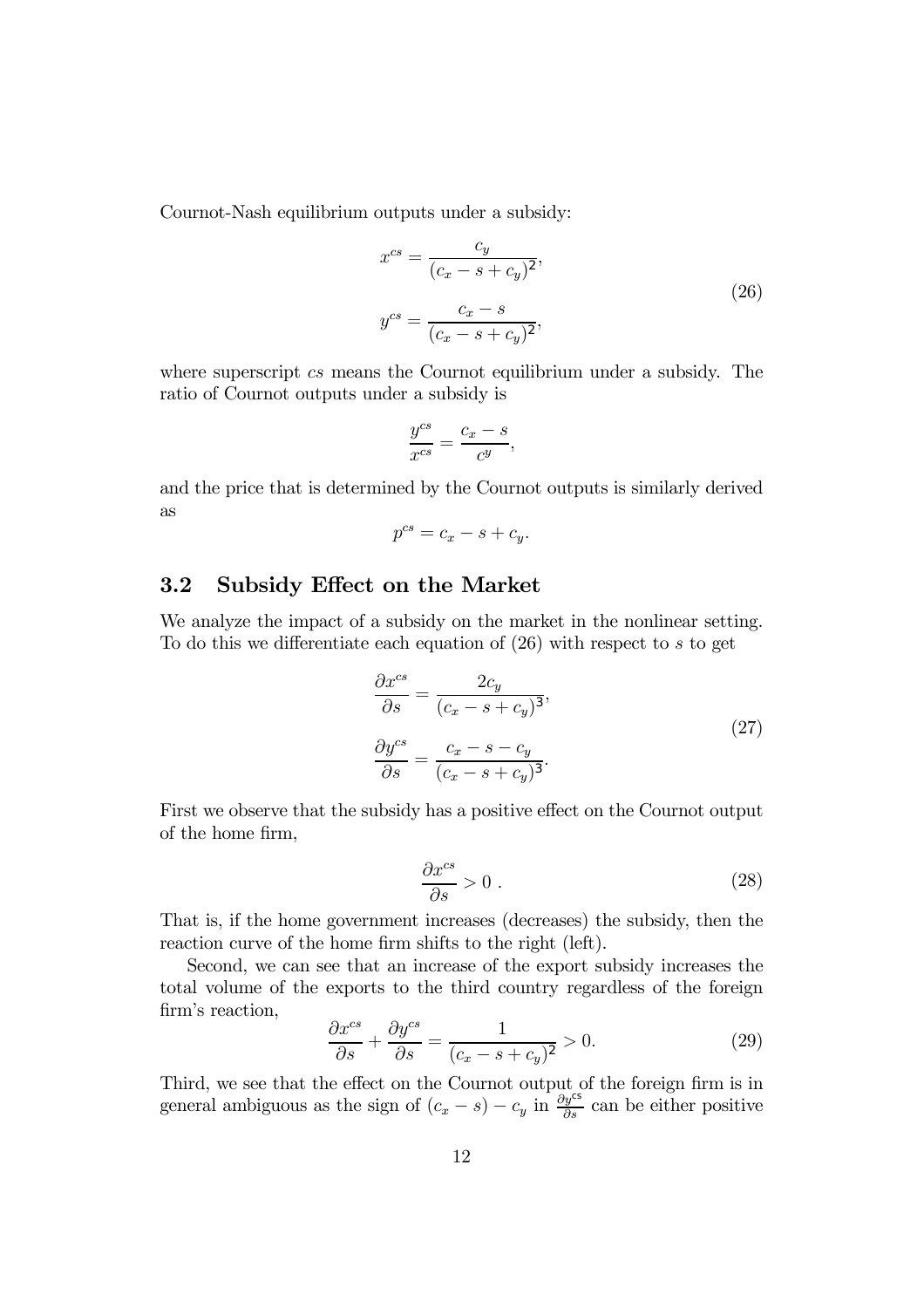Cournot-Nash equilibrium outputs under a subsidy:

$$
\begin{aligned}
x^{cs} &= \frac{c_y}{(c_x - s + c_y)^2}, \\
y^{cs} &= \frac{c_x - s}{(c_x - s + c_y)^2},
\end{aligned}
\tag{26}
$$

where superscript $cs$ means the Cournot equilibrium under a subsidy. The ratio of Cournot outputs under a subsidy is

$$
\frac{y^{cs}}{x^{cs}} = \frac{c_x - s}{c^y},
$$

and the price that is determined by the Cournot outputs is similarly derived as

$$
p^{cs} = c_x - s + c_y.
$$

## 3.2 Subsidy Effect on the Market

We analyze the impact of a subsidy on the market in the nonlinear setting. To do this we differentiate each equation of (26) with respect to $s$ to get

$$
\begin{aligned}
\frac{\partial x^{cs}}{\partial s} &= \frac{2c_y}{(c_x - s + c_y)^3}, \\
\frac{\partial y^{cs}}{\partial s} &= \frac{c_x - s - c_y}{(c_x - s + c_y)^3}.
\end{aligned}
\tag{27}
$$

First we observe that the subsidy has a positive effect on the Cournot output of the home firm,

$$
\frac{\partial x^{cs}}{\partial s} > 0 \; . \tag{28}
$$

That is, if the home government increases (decreases) the subsidy, then the reaction curve of the home firm shifts to the right (left).

Second, we can see that an increase of the export subsidy increases the total volume of the exports to the third country regardless of the foreign firm's reaction,

$$
\frac{\partial x^{cs}}{\partial s} + \frac{\partial y^{cs}}{\partial s} = \frac{1}{(c_x - s + c_y)^2} > 0. \tag{29}
$$

Third, we see that the effect on the Cournot output of the foreign firm is in general ambiguous as the sign of $(c_x - s) - c_y$ in $\frac{\partial y^{cs}}{\partial s}$ can be either positive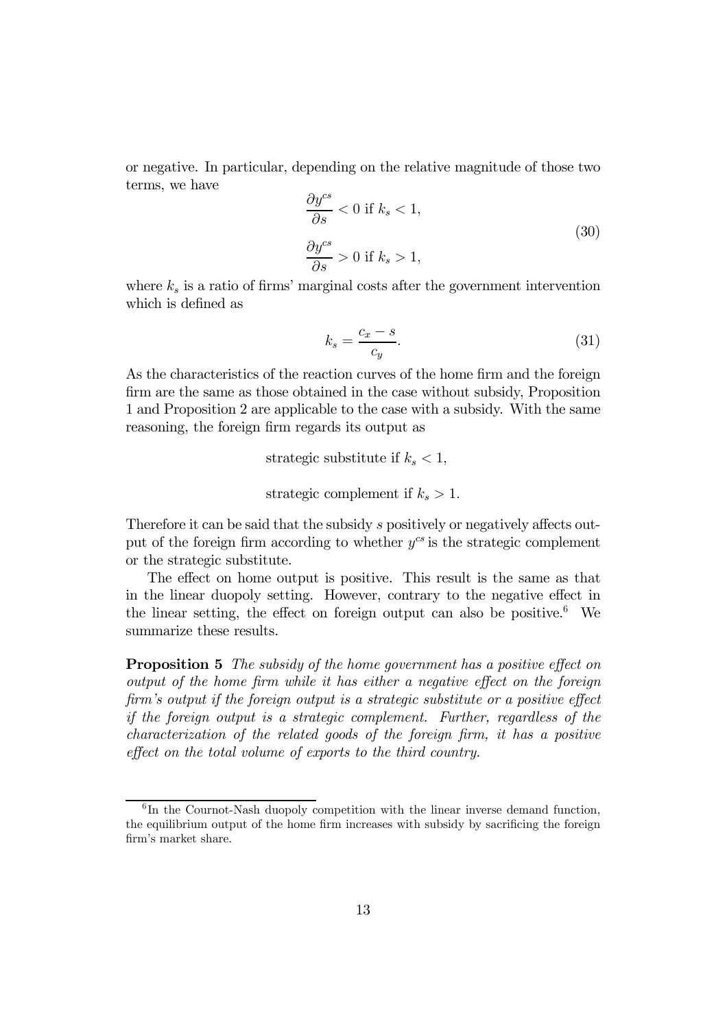or negative. In particular, depending on the relative magnitude of those two terms, we have

$$\begin{aligned}
\frac{\partial y^{cs}}{\partial s} &< 0 \text{ if } k_s < 1, \\
\frac{\partial y^{cs}}{\partial s} &> 0 \text{ if } k_s > 1,
\end{aligned} \tag{30}$$

where $k_s$ is a ratio of firms' marginal costs after the government intervention which is defined as

$$k_s = \frac{c_x - s}{c_y}. \tag{31}$$

As the characteristics of the reaction curves of the home firm and the foreign firm are the same as those obtained in the case without subsidy, Proposition 1 and Proposition 2 are applicable to the case with a subsidy. With the same reasoning, the foreign firm regards its output as

strategic substitute if $k_s < 1$,

strategic complement if $k_s > 1$.

Therefore it can be said that the subsidy $s$ positively or negatively affects output of the foreign firm according to whether $y^{cs}$ is the strategic complement or the strategic substitute.

The effect on home output is positive. This result is the same as that in the linear duopoly setting. However, contrary to the negative effect in the linear setting, the effect on foreign output can also be positive.[6] We summarize these results.

**Proposition 5** *The subsidy of the home government has a positive effect on output of the home firm while it has either a negative effect on the foreign firm's output if the foreign output is a strategic substitute or a positive effect if the foreign output is a strategic complement. Further, regardless of the characterization of the related goods of the foreign firm, it has a positive effect on the total volume of exports to the third country.*

[6] In the Cournot-Nash duopoly competition with the linear inverse demand function, the equilibrium output of the home firm increases with subsidy by sacrificing the foreign firm's market share.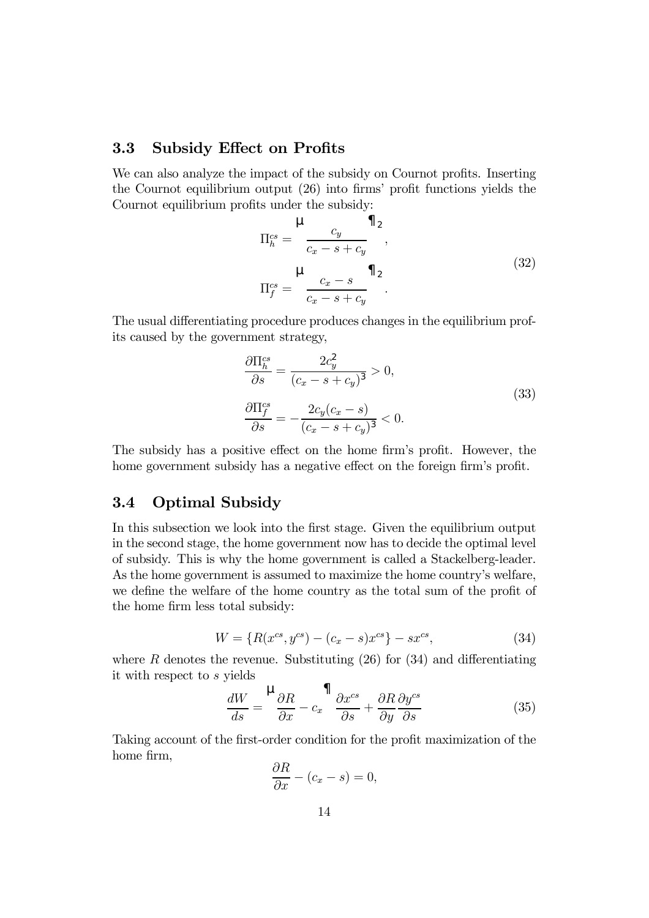### 3.3 Subsidy Effect on Profits

We can also analyze the impact of the subsidy on Cournot profits. Inserting the Cournot equilibrium output (26) into firms' profit functions yields the Cournot equilibrium profits under the subsidy:

$$
\begin{aligned}
\Pi_h^{cs} &= \left( \frac{c_y}{c_x - s + c_y} \right)^2, \\
\Pi_f^{cs} &= \left( \frac{c_x - s}{c_x - s + c_y} \right)^2.
\end{aligned}
\tag{32}
$$

The usual differentiating procedure produces changes in the equilibrium profits caused by the government strategy,

$$
\begin{aligned}
\frac{\partial \Pi_h^{cs}}{\partial s} &= \frac{2c_y^2}{(c_x - s + c_y)^3} > 0, \\
\frac{\partial \Pi_f^{cs}}{\partial s} &= -\frac{2c_y(c_x - s)}{(c_x - s + c_y)^3} < 0.
\end{aligned}
\tag{33}
$$

The subsidy has a positive effect on the home firm's profit. However, the home government subsidy has a negative effect on the foreign firm's profit.

### 3.4 Optimal Subsidy

In this subsection we look into the first stage. Given the equilibrium output in the second stage, the home government now has to decide the optimal level of subsidy. This is why the home government is called a Stackelberg-leader. As the home government is assumed to maximize the home country's welfare, we define the welfare of the home country as the total sum of the profit of the home firm less total subsidy:

$$
W = \{R(x^{cs}, y^{cs}) - (c_x - s)x^{cs}\} - sx^{cs}, \tag{34}
$$

where $R$ denotes the revenue. Substituting (26) for (34) and differentiating it with respect to $s$ yields

$$
\frac{dW}{ds} = \left( \frac{\partial R}{\partial x} - c_x \right) \frac{\partial x^{cs}}{\partial s} + \frac{\partial R}{\partial y} \frac{\partial y^{cs}}{\partial s} \tag{35}
$$

Taking account of the first-order condition for the profit maximization of the home firm,

$$
\frac{\partial R}{\partial x} - (c_x - s) = 0,
$$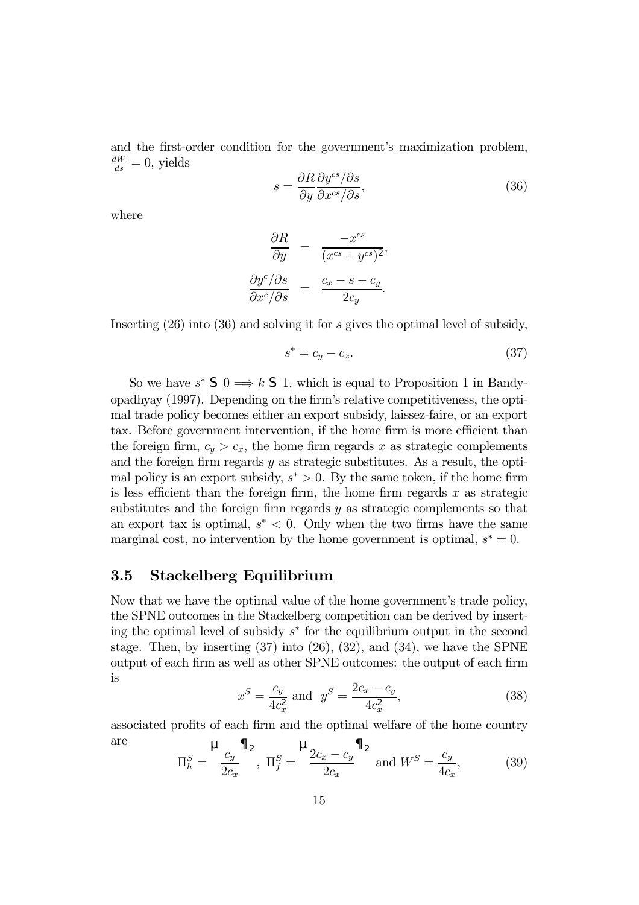and the first-order condition for the government's maximization problem, $\frac{dW}{ds} = 0$, yields

$$s = \frac{\partial R}{\partial y} \frac{\partial y^{cs}/\partial s}{\partial x^{cs}/\partial s}, \tag{36}$$

where

$$\frac{\partial R}{\partial y} = \frac{-x^{cs}}{(x^{cs} + y^{cs})^2},$$

$$\frac{\partial y^c/\partial s}{\partial x^c/\partial s} = \frac{c_x - s - c_y}{2c_y}.$$

Inserting (26) into (36) and solving it for $s$ gives the optimal level of subsidy,

$$s^* = c_y - c_x. \tag{37}$$

So we have $s^* \gtreqless 0 \Longrightarrow k \gtreqless 1$, which is equal to Proposition 1 in Bandyopadhyay (1997). Depending on the firm's relative competitiveness, the optimal trade policy becomes either an export subsidy, laissez-faire, or an export tax. Before government intervention, if the home firm is more efficient than the foreign firm, $c_y > c_x$, the home firm regards $x$ as strategic complements and the foreign firm regards $y$ as strategic substitutes. As a result, the optimal policy is an export subsidy, $s^* > 0$. By the same token, if the home firm is less efficient than the foreign firm, the home firm regards $x$ as strategic substitutes and the foreign firm regards $y$ as strategic complements so that an export tax is optimal, $s^* < 0$. Only when the two firms have the same marginal cost, no intervention by the home government is optimal, $s^* = 0$.

### 3.5 Stackelberg Equilibrium

Now that we have the optimal value of the home government's trade policy, the SPNE outcomes in the Stackelberg competition can be derived by inserting the optimal level of subsidy $s^*$ for the equilibrium output in the second stage. Then, by inserting (37) into (26), (32), and (34), we have the SPNE output of each firm as well as other SPNE outcomes: the output of each firm is

$$x^S = \frac{c_y}{4c_x^2} \text{ and } y^S = \frac{2c_x - c_y}{4c_x^2}, \tag{38}$$

associated profits of each firm and the optimal welfare of the home country are

$$\Pi_h^S = \left(\frac{c_y}{2c_x}\right)^2, \ \Pi_f^S = \left(\frac{2c_x - c_y}{2c_x}\right)^2 \text{ and } W^S = \frac{c_y}{4c_x}, \tag{39}$$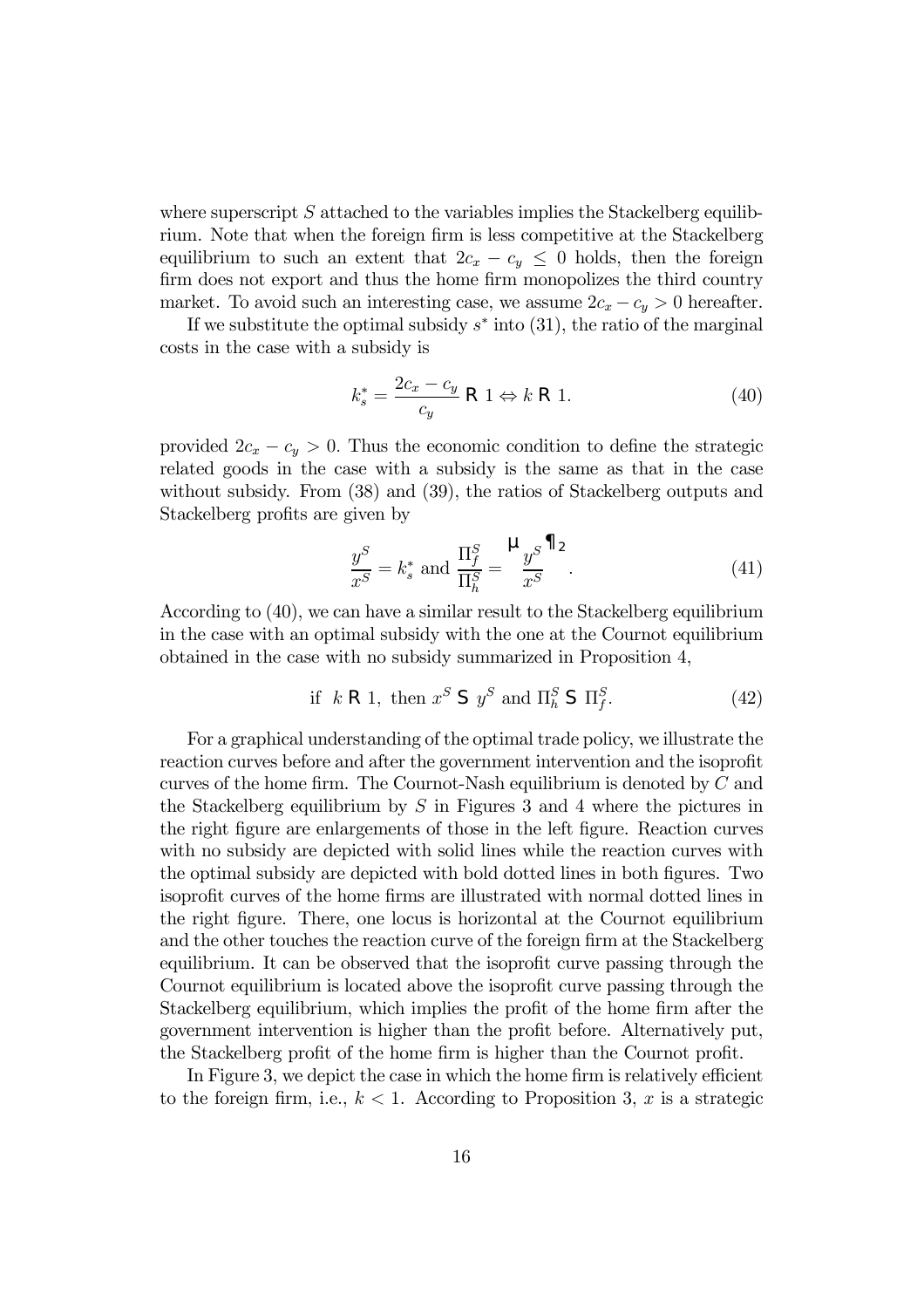where superscript $S$ attached to the variables implies the Stackelberg equilibrium. Note that when the foreign firm is less competitive at the Stackelberg equilibrium to such an extent that $2c_x - c_y \leq 0$ holds, then the foreign firm does not export and thus the home firm monopolizes the third country market. To avoid such an interesting case, we assume $2c_x - c_y > 0$ hereafter.

If we substitute the optimal subsidy $s^*$ into (31), the ratio of the marginal costs in the case with a subsidy is

$$k_s^* = \frac{2c_x - c_y}{c_y} \gtreqless 1 \Leftrightarrow k \gtreqless 1. \tag{40}$$

provided $2c_x - c_y > 0$. Thus the economic condition to define the strategic related goods in the case with a subsidy is the same as that in the case without subsidy. From (38) and (39), the ratios of Stackelberg outputs and Stackelberg profits are given by

$$\frac{y^S}{x^S} = k_s^* \text{ and } \frac{\Pi_f^S}{\Pi_h^S} = \left(\frac{y^S}{x^S}\right)^2. \tag{41}$$

According to (40), we can have a similar result to the Stackelberg equilibrium in the case with an optimal subsidy with the one at the Cournot equilibrium obtained in the case with no subsidy summarized in Proposition 4,

$$\text{if } \; k \gtreqless 1, \text{ then } x^S \lesseqgtr y^S \text{ and } \Pi_h^S \lesseqgtr \Pi_f^S. \tag{42}$$

For a graphical understanding of the optimal trade policy, we illustrate the reaction curves before and after the government intervention and the isoprofit curves of the home firm. The Cournot-Nash equilibrium is denoted by $C$ and the Stackelberg equilibrium by $S$ in Figures 3 and 4 where the pictures in the right figure are enlargements of those in the left figure. Reaction curves with no subsidy are depicted with solid lines while the reaction curves with the optimal subsidy are depicted with bold dotted lines in both figures. Two isoprofit curves of the home firms are illustrated with normal dotted lines in the right figure. There, one locus is horizontal at the Cournot equilibrium and the other touches the reaction curve of the foreign firm at the Stackelberg equilibrium. It can be observed that the isoprofit curve passing through the Cournot equilibrium is located above the isoprofit curve passing through the Stackelberg equilibrium, which implies the profit of the home firm after the government intervention is higher than the profit before. Alternatively put, the Stackelberg profit of the home firm is higher than the Cournot profit.

In Figure 3, we depict the case in which the home firm is relatively efficient to the foreign firm, i.e., $k < 1$. According to Proposition 3, $x$ is a strategic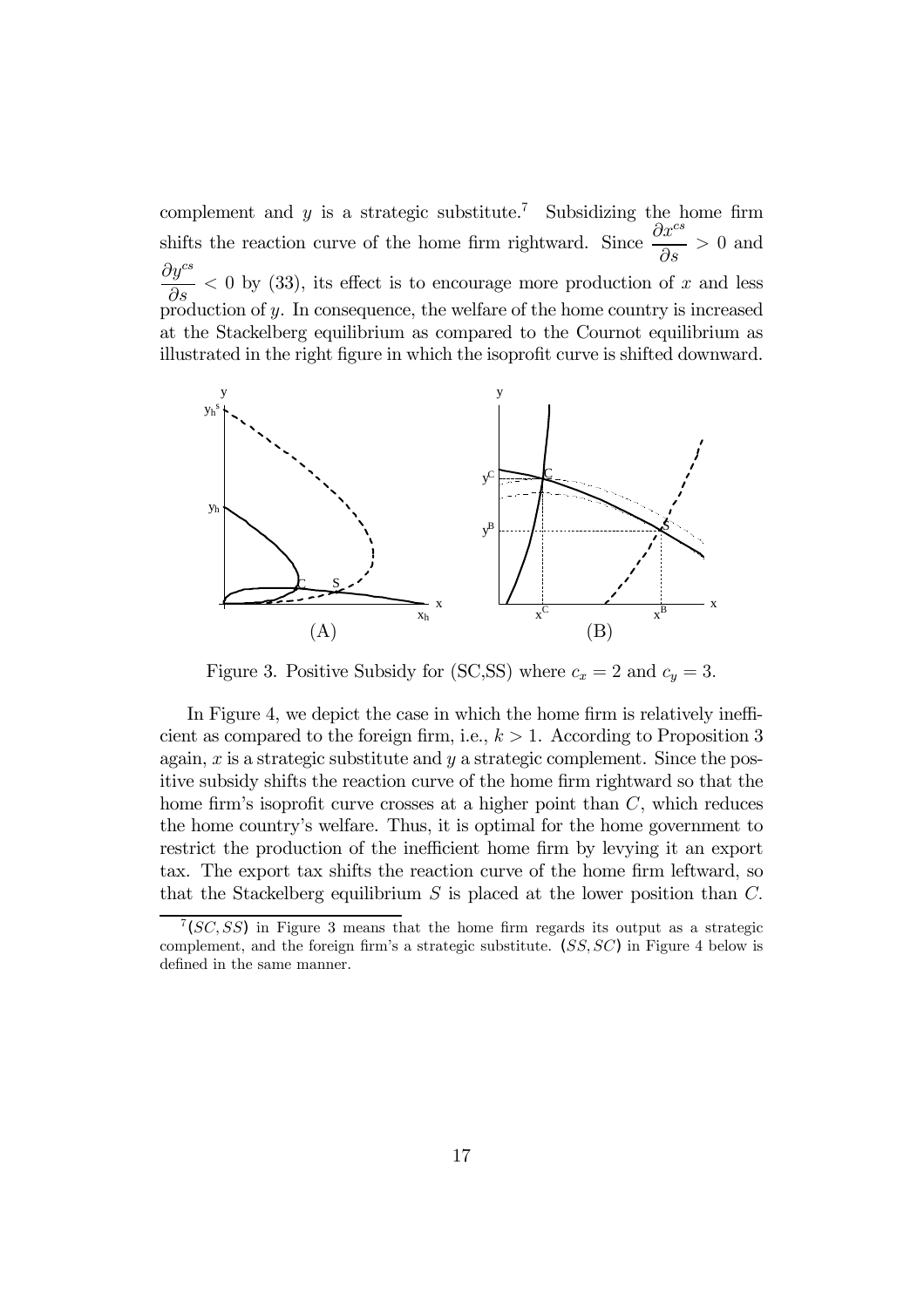complement and $y$ is a strategic substitute.[7] Subsidizing the home firm shifts the reaction curve of the home firm rightward. Since $\dfrac{\partial x^{cs}}{\partial s} > 0$ and $\dfrac{\partial y^{cs}}{\partial s} < 0$ by (33), its effect is to encourage more production of $x$ and less production of $y$. In consequence, the welfare of the home country is increased at the Stackelberg equilibrium as compared to the Cournot equilibrium as illustrated in the right figure in which the isoprofit curve is shifted downward.

Figure 3. Positive Subsidy for (SC,SS) where $c_x = 2$ and $c_y = 3$.

In Figure 4, we depict the case in which the home firm is relatively inefficient as compared to the foreign firm, i.e., $k > 1$. According to Proposition 3 again, $x$ is a strategic substitute and $y$ a strategic complement. Since the positive subsidy shifts the reaction curve of the home firm rightward so that the home firm's isoprofit curve crosses at a higher point than $C$, which reduces the home country's welfare. Thus, it is optimal for the home government to restrict the production of the inefficient home firm by levying it an export tax. The export tax shifts the reaction curve of the home firm leftward, so that the Stackelberg equilibrium $S$ is placed at the lower position than $C$.

[7] $(SC, SS)$ in Figure 3 means that the home firm regards its output as a strategic complement, and the foreign firm's a strategic substitute. $(SS, SC)$ in Figure 4 below is defined in the same manner.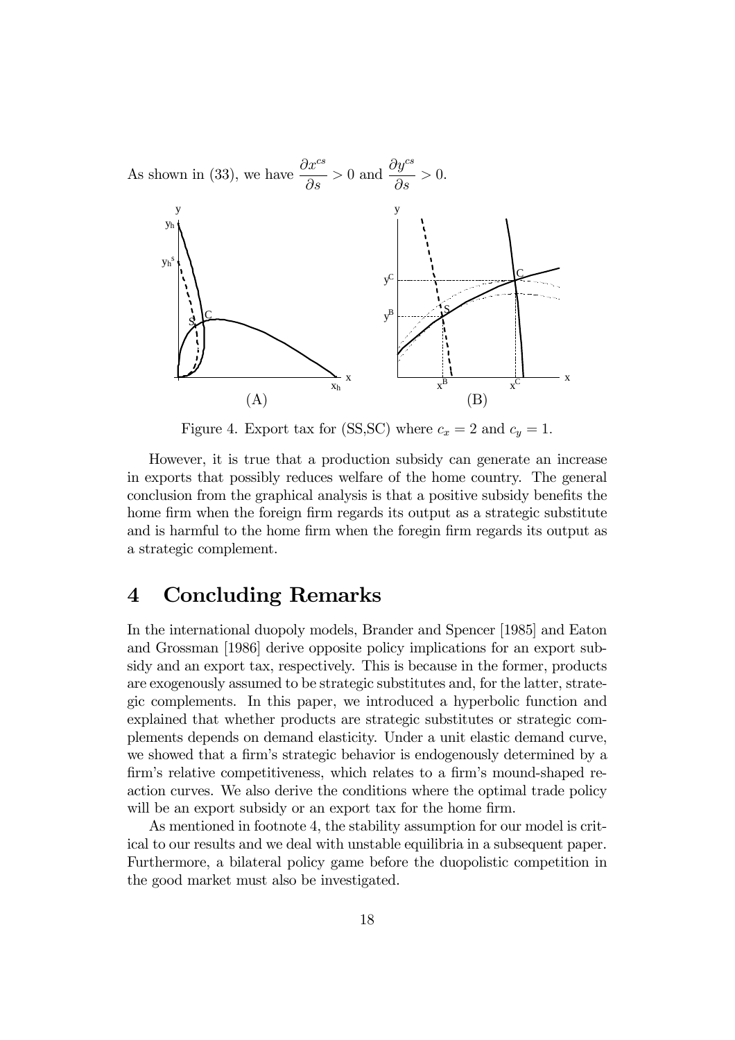As shown in (33), we have $\dfrac{\partial x^{cs}}{\partial s} > 0$ and $\dfrac{\partial y^{cs}}{\partial s} > 0$.

Figure 4. Export tax for (SS,SC) where $c_x = 2$ and $c_y = 1$.

However, it is true that a production subsidy can generate an increase in exports that possibly reduces welfare of the home country. The general conclusion from the graphical analysis is that a positive subsidy benefits the home firm when the foreign firm regards its output as a strategic substitute and is harmful to the home firm when the foregin firm regards its output as a strategic complement.

# 4 Concluding Remarks

In the international duopoly models, Brander and Spencer [1985] and Eaton and Grossman [1986] derive opposite policy implications for an export subsidy and an export tax, respectively. This is because in the former, products are exogenously assumed to be strategic substitutes and, for the latter, strategic complements. In this paper, we introduced a hyperbolic function and explained that whether products are strategic substitutes or strategic complements depends on demand elasticity. Under a unit elastic demand curve, we showed that a firm's strategic behavior is endogenously determined by a firm's relative competitiveness, which relates to a firm's mound-shaped reaction curves. We also derive the conditions where the optimal trade policy will be an export subsidy or an export tax for the home firm.

As mentioned in footnote 4, the stability assumption for our model is critical to our results and we deal with unstable equilibria in a subsequent paper. Furthermore, a bilateral policy game before the duopolistic competition in the good market must also be investigated.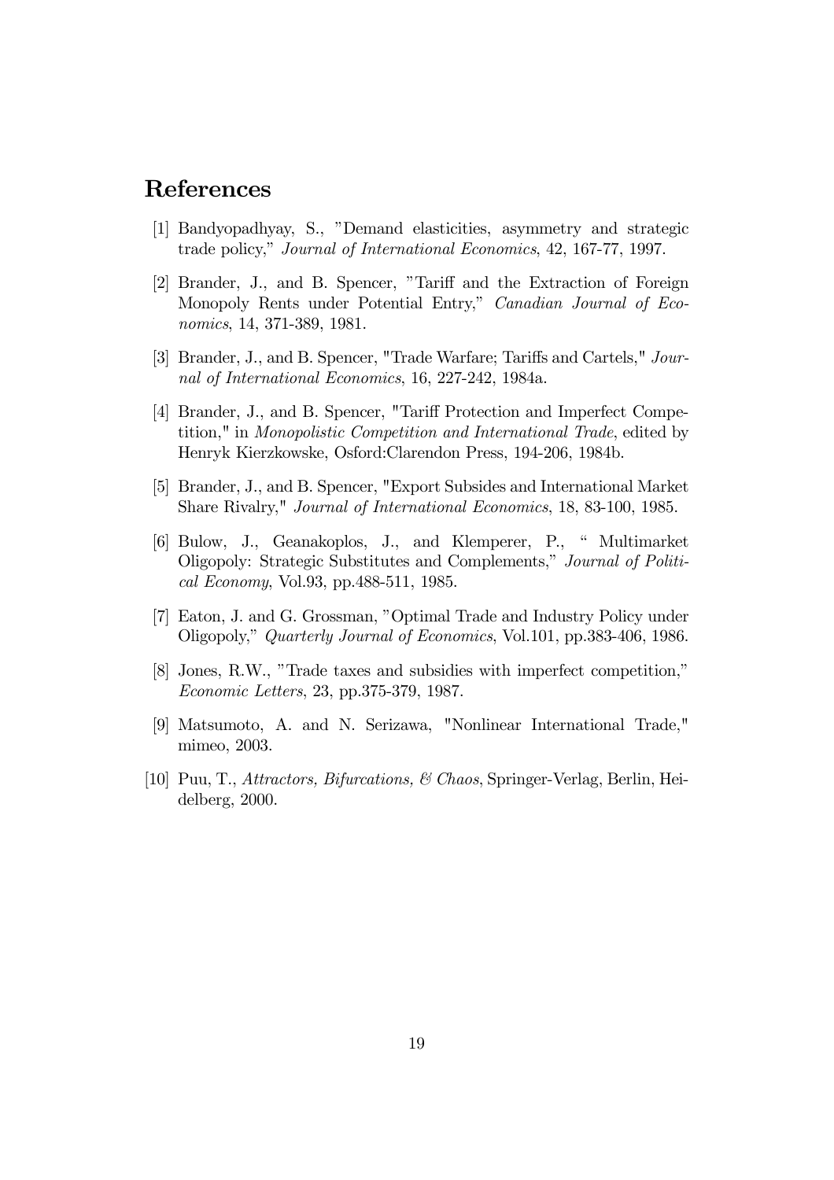## References

[1] Bandyopadhyay, S., "Demand elasticities, asymmetry and strategic trade policy," *Journal of International Economics*, 42, 167-77, 1997.

[2] Brander, J., and B. Spencer, "Tariff and the Extraction of Foreign Monopoly Rents under Potential Entry," *Canadian Journal of Economics*, 14, 371-389, 1981.

[3] Brander, J., and B. Spencer, "Trade Warfare; Tariffs and Cartels," *Journal of International Economics*, 16, 227-242, 1984a.

[4] Brander, J., and B. Spencer, "Tariff Protection and Imperfect Competition," in *Monopolistic Competition and International Trade*, edited by Henryk Kierzkowske, Osford:Clarendon Press, 194-206, 1984b.

[5] Brander, J., and B. Spencer, "Export Subsides and International Market Share Rivalry," *Journal of International Economics*, 18, 83-100, 1985.

[6] Bulow, J., Geanakoplos, J., and Klemperer, P., " Multimarket Oligopoly: Strategic Substitutes and Complements," *Journal of Political Economy*, Vol.93, pp.488-511, 1985.

[7] Eaton, J. and G. Grossman, "Optimal Trade and Industry Policy under Oligopoly," *Quarterly Journal of Economics*, Vol.101, pp.383-406, 1986.

[8] Jones, R.W., "Trade taxes and subsidies with imperfect competition," *Economic Letters*, 23, pp.375-379, 1987.

[9] Matsumoto, A. and N. Serizawa, "Nonlinear International Trade," mimeo, 2003.

[10] Puu, T., *Attractors, Bifurcations, & Chaos*, Springer-Verlag, Berlin, Heidelberg, 2000.